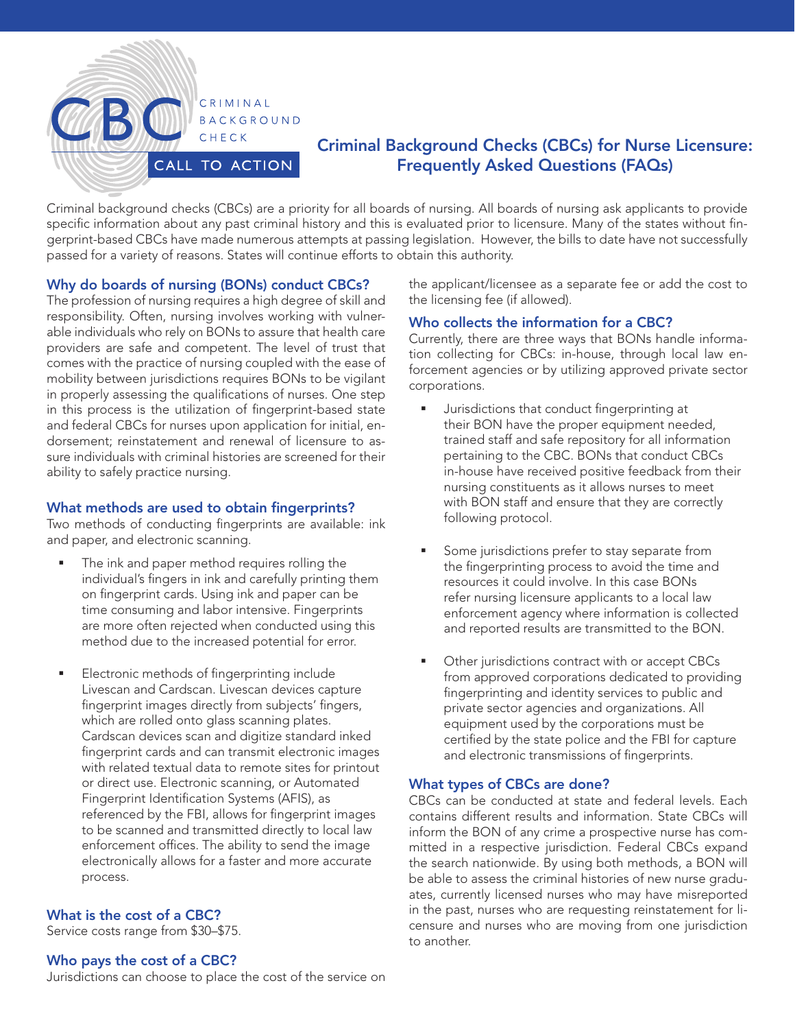CBC CRIMINAL BACKGROUND CHECK

CALL TO ACTION

# Criminal Background Checks (CBCs) for Nurse Licensure: Frequently Asked Questions (FAQs)

Criminal background checks (CBCs) are a priority for all boards of nursing. All boards of nursing ask applicants to provide specific information about any past criminal history and this is evaluated prior to licensure. Many of the states without fingerprint-based CBCs have made numerous attempts at passing legislation. However, the bills to date have not successfully passed for a variety of reasons. States will continue efforts to obtain this authority.

## Why do boards of nursing (BONs) conduct CBCs?

The profession of nursing requires a high degree of skill and responsibility. Often, nursing involves working with vulnerable individuals who rely on BONs to assure that health care providers are safe and competent. The level of trust that comes with the practice of nursing coupled with the ease of mobility between jurisdictions requires BONs to be vigilant in properly assessing the qualifications of nurses. One step in this process is the utilization of fingerprint-based state and federal CBCs for nurses upon application for initial, endorsement; reinstatement and renewal of licensure to assure individuals with criminal histories are screened for their ability to safely practice nursing.

## What methods are used to obtain fingerprints?

Two methods of conducting fingerprints are available: ink and paper, and electronic scanning.

- The ink and paper method requires rolling the individual's fingers in ink and carefully printing them on fingerprint cards. Using ink and paper can be time consuming and labor intensive. Fingerprints are more often rejected when conducted using this method due to the increased potential for error.
- Electronic methods of fingerprinting include Livescan and Cardscan. Livescan devices capture fingerprint images directly from subjects' fingers, which are rolled onto glass scanning plates. Cardscan devices scan and digitize standard inked fingerprint cards and can transmit electronic images with related textual data to remote sites for printout or direct use. Electronic scanning, or Automated Fingerprint Identification Systems (AFIS), as referenced by the FBI, allows for fingerprint images to be scanned and transmitted directly to local law enforcement offices. The ability to send the image electronically allows for a faster and more accurate process.

## What is the cost of a CBC?

Service costs range from $30–$75.

## Who pays the cost of a CBC?

Jurisdictions can choose to place the cost of the service on the applicant/licensee as a separate fee or add the cost to the licensing fee (if allowed).

## Who collects the information for a CBC?

Currently, there are three ways that BONs handle information collecting for CBCs: in-house, through local law enforcement agencies or by utilizing approved private sector corporations.

- Jurisdictions that conduct fingerprinting at their BON have the proper equipment needed, trained staff and safe repository for all information pertaining to the CBC. BONs that conduct CBCs in-house have received positive feedback from their nursing constituents as it allows nurses to meet with BON staff and ensure that they are correctly following protocol.
- Some jurisdictions prefer to stay separate from the fingerprinting process to avoid the time and resources it could involve. In this case BONs refer nursing licensure applicants to a local law enforcement agency where information is collected and reported results are transmitted to the BON.
- Other jurisdictions contract with or accept CBCs from approved corporations dedicated to providing fingerprinting and identity services to public and private sector agencies and organizations. All equipment used by the corporations must be certified by the state police and the FBI for capture and electronic transmissions of fingerprints.

## What types of CBCs are done?

CBCs can be conducted at state and federal levels. Each contains different results and information. State CBCs will inform the BON of any crime a prospective nurse has committed in a respective jurisdiction. Federal CBCs expand the search nationwide. By using both methods, a BON will be able to assess the criminal histories of new nurse graduates, currently licensed nurses who may have misreported in the past, nurses who are requesting reinstatement for licensure and nurses who are moving from one jurisdiction to another.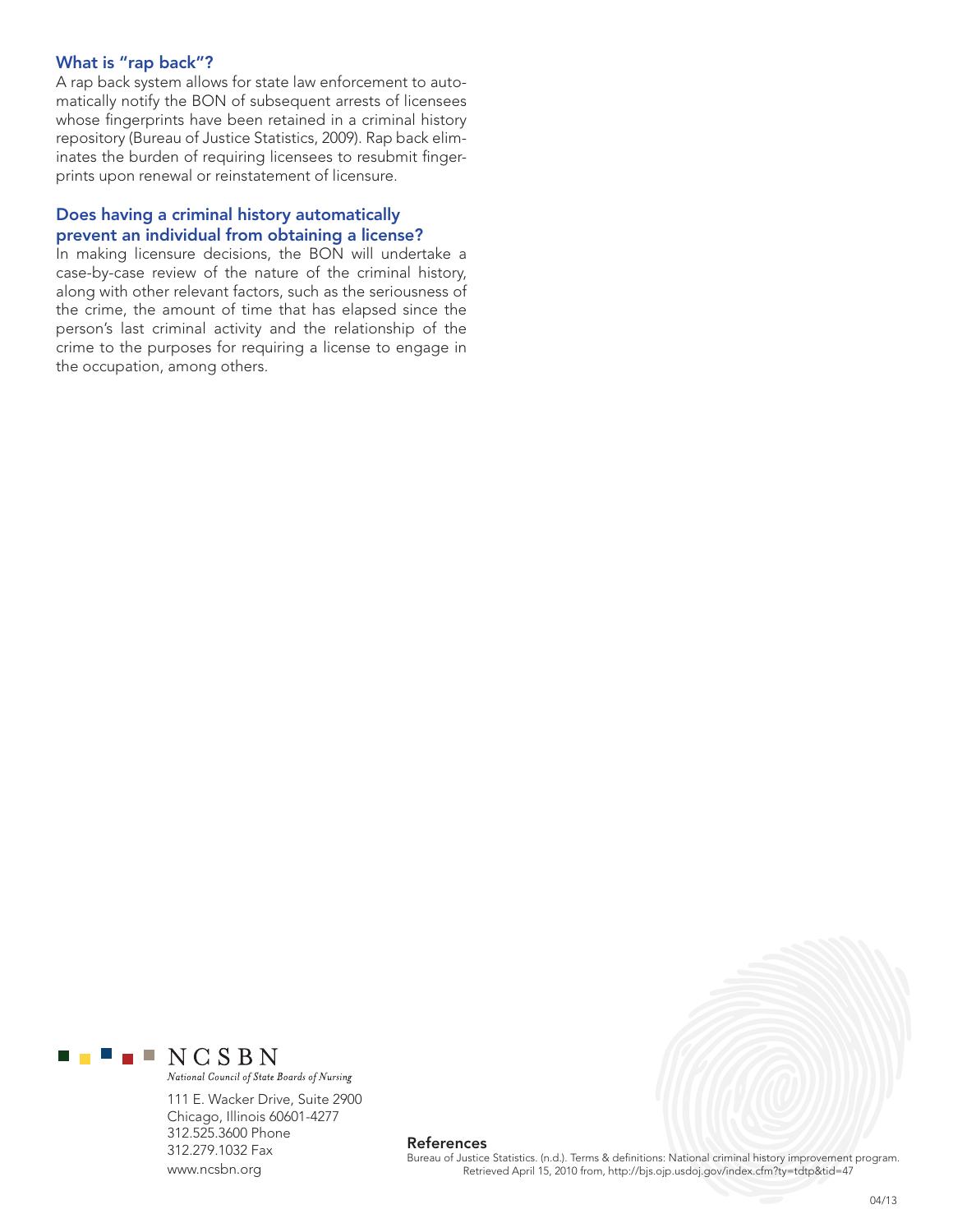### What is "rap back"?

A rap back system allows for state law enforcement to automatically notify the BON of subsequent arrests of licensees whose fingerprints have been retained in a criminal history repository (Bureau of Justice Statistics, 2009). Rap back eliminates the burden of requiring licensees to resubmit fingerprints upon renewal or reinstatement of licensure.

### Does having a criminal history automatically prevent an individual from obtaining a license?

In making licensure decisions, the BON will undertake a case-by-case review of the nature of the criminal history, along with other relevant factors, such as the seriousness of the crime, the amount of time that has elapsed since the person's last criminal activity and the relationship of the crime to the purposes for requiring a license to engage in the occupation, among others.

NCSBN

*National Council of State Boards of Nursing*

111 E. Wacker Drive, Suite 2900
Chicago, Illinois 60601-4277
312.525.3600 Phone
312.279.1032 Fax
www.ncsbn.org

### References

Bureau of Justice Statistics. (n.d.). Terms & definitions: National criminal history improvement program. Retrieved April 15, 2010 from, http://bjs.ojp.usdoj.gov/index.cfm?ty=tdtp&tid=47

04/13